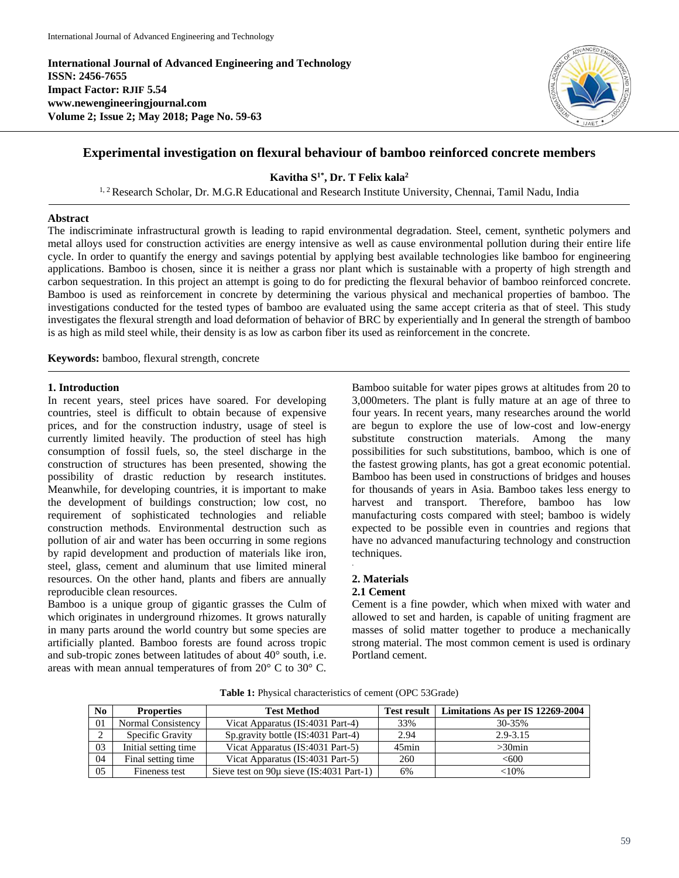**International Journal of Advanced Engineering and Technology**
**ISSN: 2456-7655**
**Impact Factor: RJIF 5.54**
**www.newengineeringjournal.com**
**Volume 2; Issue 2; May 2018; Page No. 59-63**

# Experimental investigation on flexural behaviour of bamboo reinforced concrete members

**Kavitha S[1*], Dr. T Felix kala[2]**

[1, 2] Research Scholar, Dr. M.G.R Educational and Research Institute University, Chennai, Tamil Nadu, India

## Abstract

The indiscriminate infrastructural growth is leading to rapid environmental degradation. Steel, cement, synthetic polymers and metal alloys used for construction activities are energy intensive as well as cause environmental pollution during their entire life cycle. In order to quantify the energy and savings potential by applying best available technologies like bamboo for engineering applications. Bamboo is chosen, since it is neither a grass nor plant which is sustainable with a property of high strength and carbon sequestration. In this project an attempt is going to do for predicting the flexural behavior of bamboo reinforced concrete. Bamboo is used as reinforcement in concrete by determining the various physical and mechanical properties of bamboo. The investigations conducted for the tested types of bamboo are evaluated using the same accept criteria as that of steel. This study investigates the flexural strength and load deformation of behavior of BRC by experientially and In general the strength of bamboo is as high as mild steel while, their density is as low as carbon fiber its used as reinforcement in the concrete.

**Keywords:** bamboo, flexural strength, concrete

## 1. Introduction

In recent years, steel prices have soared. For developing countries, steel is difficult to obtain because of expensive prices, and for the construction industry, usage of steel is currently limited heavily. The production of steel has high consumption of fossil fuels, so, the steel discharge in the construction of structures has been presented, showing the possibility of drastic reduction by research institutes. Meanwhile, for developing countries, it is important to make the development of buildings construction; low cost, no requirement of sophisticated technologies and reliable construction methods. Environmental destruction such as pollution of air and water has been occurring in some regions by rapid development and production of materials like iron, steel, glass, cement and aluminum that use limited mineral resources. On the other hand, plants and fibers are annually reproducible clean resources.

Bamboo is a unique group of gigantic grasses the Culm of which originates in underground rhizomes. It grows naturally in many parts around the world country but some species are artificially planted. Bamboo forests are found across tropic and sub-tropic zones between latitudes of about 40° south, i.e. areas with mean annual temperatures of from 20° C to 30° C. Bamboo suitable for water pipes grows at altitudes from 20 to 3,000meters. The plant is fully mature at an age of three to four years. In recent years, many researches around the world are begun to explore the use of low-cost and low-energy substitute construction materials. Among the many possibilities for such substitutions, bamboo, which is one of the fastest growing plants, has got a great economic potential. Bamboo has been used in constructions of bridges and houses for thousands of years in Asia. Bamboo takes less energy to harvest and transport. Therefore, bamboo has low manufacturing costs compared with steel; bamboo is widely expected to be possible even in countries and regions that have no advanced manufacturing technology and construction techniques.

## 2. Materials

### 2.1 Cement

Cement is a fine powder, which when mixed with water and allowed to set and harden, is capable of uniting fragment are masses of solid matter together to produce a mechanically strong material. The most common cement is used is ordinary Portland cement.

**Table 1:** Physical characteristics of cement (OPC 53Grade)

| No | Properties | Test Method | Test result | Limitations As per IS 12269-2004 |
|---|---|---|---|---|
| 01 | Normal Consistency | Vicat Apparatus (IS:4031 Part-4) | 33% | 30-35% |
| 2 | Specific Gravity | Sp.gravity bottle (IS:4031 Part-4) | 2.94 | 2.9-3.15 |
| 03 | Initial setting time | Vicat Apparatus (IS:4031 Part-5) | 45min | >30min |
| 04 | Final setting time | Vicat Apparatus (IS:4031 Part-5) | 260 | <600 |
| 05 | Fineness test | Sieve test on 90µ sieve (IS:4031 Part-1) | 6% | <10% |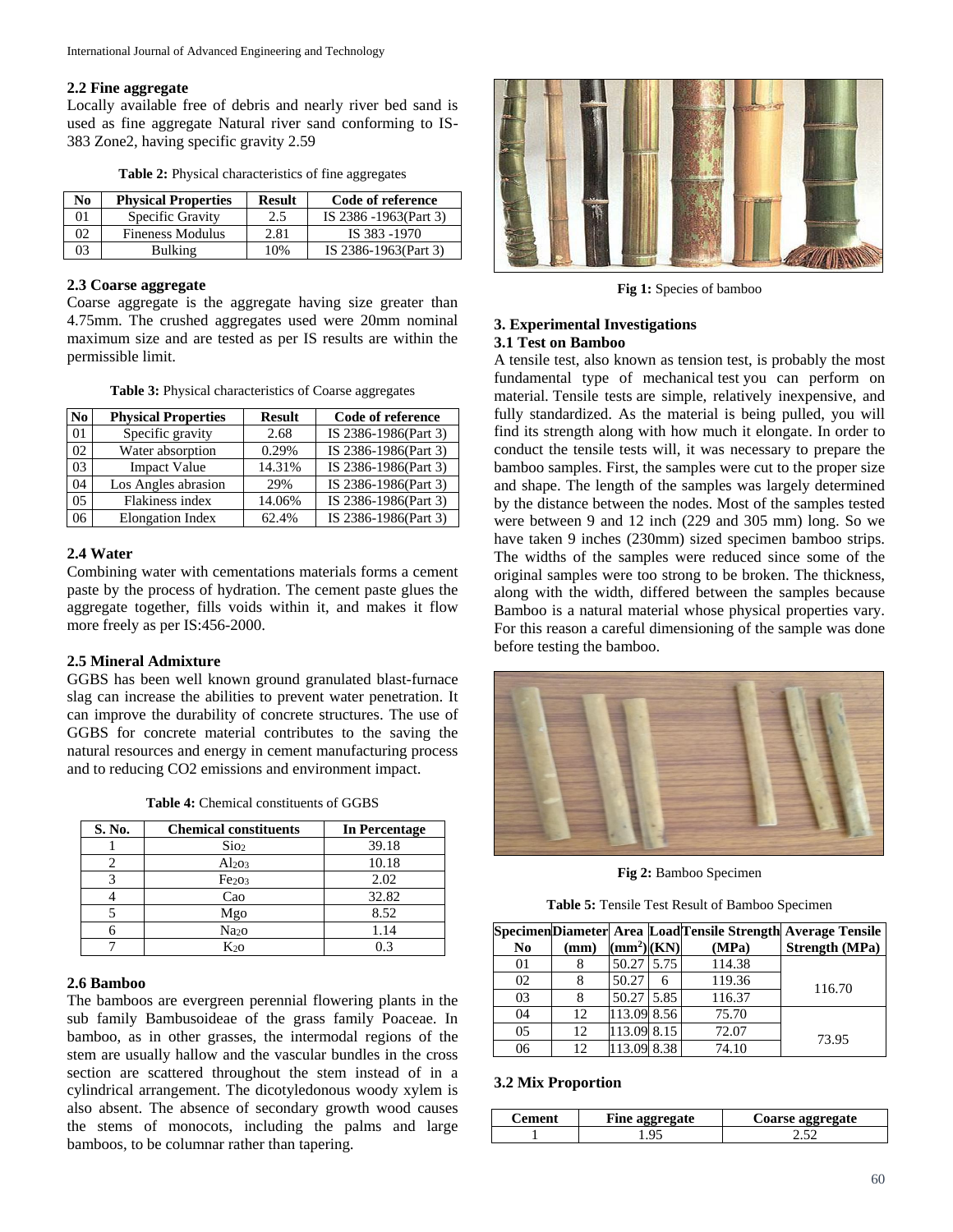### 2.2 Fine aggregate

Locally available free of debris and nearly river bed sand is used as fine aggregate Natural river sand conforming to IS-383 Zone2, having specific gravity 2.59

**Table 2:** Physical characteristics of fine aggregates

| No | Physical Properties | Result | Code of reference |
|---|---|---|---|
| 01 | Specific Gravity | 2.5 | IS 2386 -1963(Part 3) |
| 02 | Fineness Modulus | 2.81 | IS 383 -1970 |
| 03 | Bulking | 10% | IS 2386-1963(Part 3) |

### 2.3 Coarse aggregate

Coarse aggregate is the aggregate having size greater than 4.75mm. The crushed aggregates used were 20mm nominal maximum size and are tested as per IS results are within the permissible limit.

**Table 3:** Physical characteristics of Coarse aggregates

| No | Physical Properties | Result | Code of reference |
|---|---|---|---|
| 01 | Specific gravity | 2.68 | IS 2386-1986(Part 3) |
| 02 | Water absorption | 0.29% | IS 2386-1986(Part 3) |
| 03 | Impact Value | 14.31% | IS 2386-1986(Part 3) |
| 04 | Los Angles abrasion | 29% | IS 2386-1986(Part 3) |
| 05 | Flakiness index | 14.06% | IS 2386-1986(Part 3) |
| 06 | Elongation Index | 62.4% | IS 2386-1986(Part 3) |

### 2.4 Water

Combining water with cementations materials forms a cement paste by the process of hydration. The cement paste glues the aggregate together, fills voids within it, and makes it flow more freely as per IS:456-2000.

### 2.5 Mineral Admixture

GGBS has been well known ground granulated blast-furnace slag can increase the abilities to prevent water penetration. It can improve the durability of concrete structures. The use of GGBS for concrete material contributes to the saving the natural resources and energy in cement manufacturing process and to reducing CO2 emissions and environment impact.

**Table 4:** Chemical constituents of GGBS

| S. No. | Chemical constituents | In Percentage |
|---|---|---|
| 1 | $SiO_2$ | 39.18 |
| 2 | $Al_2O_3$ | 10.18 |
| 3 | $Fe_2O_3$ | 2.02 |
| 4 | Cao | 32.82 |
| 5 | Mgo | 8.52 |
| 6 | $Na_2O$ | 1.14 |
| 7 | $K_2O$ | 0.3 |

### 2.6 Bamboo

The bamboos are evergreen perennial flowering plants in the sub family Bambusoideae of the grass family Poaceae. In bamboo, as in other grasses, the intermodal regions of the stem are usually hallow and the vascular bundles in the cross section are scattered throughout the stem instead of in a cylindrical arrangement. The dicotyledonous woody xylem is also absent. The absence of secondary growth wood causes the stems of monocots, including the palms and large bamboos, to be columnar rather than tapering.

**Fig 1:** Species of bamboo

## 3. Experimental Investigations

### 3.1 Test on Bamboo

A tensile test, also known as tension test, is probably the most fundamental type of mechanical test you can perform on material. Tensile tests are simple, relatively inexpensive, and fully standardized. As the material is being pulled, you will find its strength along with how much it elongate. In order to conduct the tensile tests will, it was necessary to prepare the bamboo samples. First, the samples were cut to the proper size and shape. The length of the samples was largely determined by the distance between the nodes. Most of the samples tested were between 9 and 12 inch (229 and 305 mm) long. So we have taken 9 inches (230mm) sized specimen bamboo strips. The widths of the samples were reduced since some of the original samples were too strong to be broken. The thickness, along with the width, differed between the samples because Bamboo is a natural material whose physical properties vary. For this reason a careful dimensioning of the sample was done before testing the bamboo.

**Fig 2:** Bamboo Specimen

**Table 5:** Tensile Test Result of Bamboo Specimen

| Specimen No | Diameter (mm) | Area ($mm^2$) | Load (KN) | Tensile Strength (MPa) | Average Tensile Strength (MPa) |
|---|---|---|---|---|---|
| 01 | 8 | 50.27 | 5.75 | 114.38 | 116.70 |
| 02 | 8 | 50.27 | 6 | 119.36 | |
| 03 | 8 | 50.27 | 5.85 | 116.37 | |
| 04 | 12 | 113.09 | 8.56 | 75.70 | 73.95 |
| 05 | 12 | 113.09 | 8.15 | 72.07 | |
| 06 | 12 | 113.09 | 8.38 | 74.10 | |

### 3.2 Mix Proportion

| Cement | Fine aggregate | Coarse aggregate |
|---|---|---|
| 1 | 1.95 | 2.52 |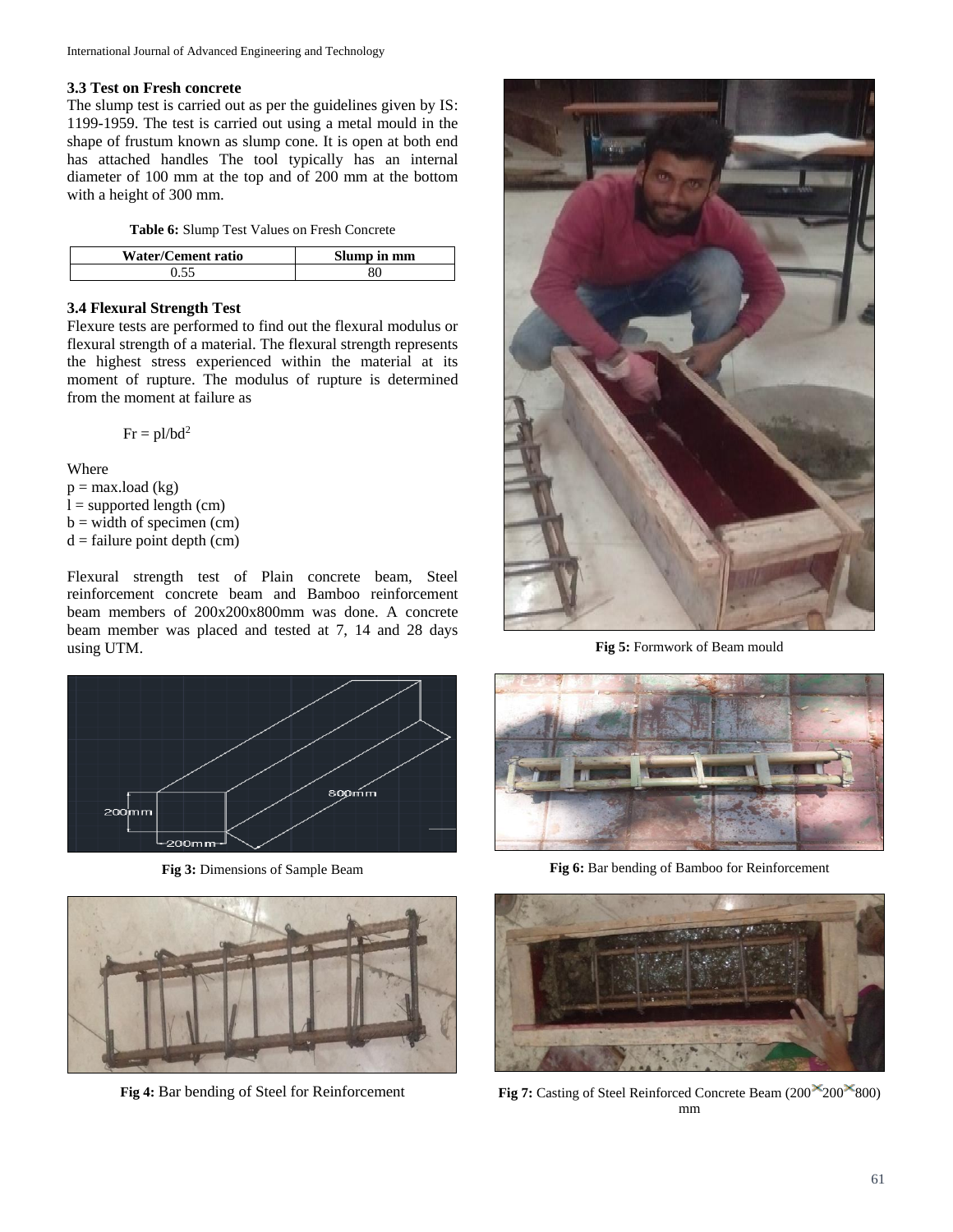### 3.3 Test on Fresh concrete

The slump test is carried out as per the guidelines given by IS: 1199-1959. The test is carried out using a metal mould in the shape of frustum known as slump cone. It is open at both end has attached handles The tool typically has an internal diameter of 100 mm at the top and of 200 mm at the bottom with a height of 300 mm.

**Table 6:** Slump Test Values on Fresh Concrete

| Water/Cement ratio | Slump in mm |
|---|---|
| 0.55 | 80 |

### 3.4 Flexural Strength Test

Flexure tests are performed to find out the flexural modulus or flexural strength of a material. The flexural strength represents the highest stress experienced within the material at its moment of rupture. The modulus of rupture is determined from the moment at failure as

$$Fr = pl/bd^2$$

Where
p = max.load (kg)
l = supported length (cm)
b = width of specimen (cm)
d = failure point depth (cm)

Flexural strength test of Plain concrete beam, Steel reinforcement concrete beam and Bamboo reinforcement beam members of 200x200x800mm was done. A concrete beam member was placed and tested at 7, 14 and 28 days using UTM.

**Fig 3:** Dimensions of Sample Beam

**Fig 4:** Bar bending of Steel for Reinforcement

**Fig 5:** Formwork of Beam mould

**Fig 6:** Bar bending of Bamboo for Reinforcement

**Fig 7:** Casting of Steel Reinforced Concrete Beam (200×200×800) mm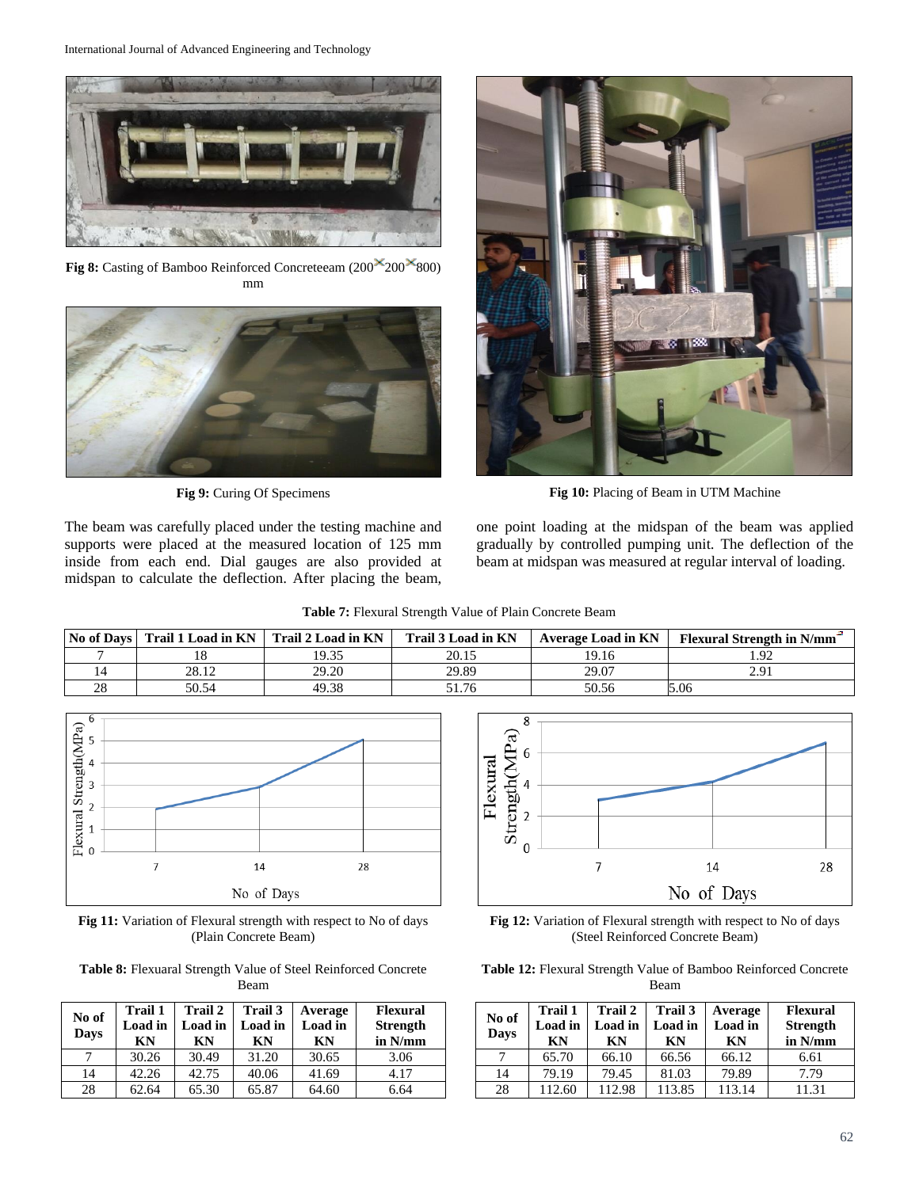**Fig 8:** Casting of Bamboo Reinforced Concreteeam (200✕200✕800) mm

**Fig 9:** Curing Of Specimens

**Fig 10:** Placing of Beam in UTM Machine

The beam was carefully placed under the testing machine and supports were placed at the measured location of 125 mm inside from each end. Dial gauges are also provided at midspan to calculate the deflection. After placing the beam, one point loading at the midspan of the beam was applied gradually by controlled pumping unit. The deflection of the beam at midspan was measured at regular interval of loading.

**Table 7:** Flexural Strength Value of Plain Concrete Beam

| No of Days | Trail 1 Load in KN | Trail 2 Load in KN | Trail 3 Load in KN | Average Load in KN | Flexural Strength in N/mm$^2$ |
|---|---|---|---|---|---|
| 7 | 18 | 19.35 | 20.15 | 19.16 | 1.92 |
| 14 | 28.12 | 29.20 | 29.89 | 29.07 | 2.91 |
| 28 | 50.54 | 49.38 | 51.76 | 50.56 | 5.06 |

**Fig 11:** Variation of Flexural strength with respect to No of days (Plain Concrete Beam)

**Fig 12:** Variation of Flexural strength with respect to No of days (Steel Reinforced Concrete Beam)

**Table 8:** Flexuaral Strength Value of Steel Reinforced Concrete Beam

| No of Days | Trail 1 Load in KN | Trail 2 Load in KN | Trail 3 Load in KN | Average Load in KN | Flexural Strength in N/mm |
|---|---|---|---|---|---|
| 7 | 30.26 | 30.49 | 31.20 | 30.65 | 3.06 |
| 14 | 42.26 | 42.75 | 40.06 | 41.69 | 4.17 |
| 28 | 62.64 | 65.30 | 65.87 | 64.60 | 6.64 |

**Table 12:** Flexural Strength Value of Bamboo Reinforced Concrete Beam

| No of Days | Trail 1 Load in KN | Trail 2 Load in KN | Trail 3 Load in KN | Average Load in KN | Flexural Strength in N/mm |
|---|---|---|---|---|---|
| 7 | 65.70 | 66.10 | 66.56 | 66.12 | 6.61 |
| 14 | 79.19 | 79.45 | 81.03 | 79.89 | 7.79 |
| 28 | 112.60 | 112.98 | 113.85 | 113.14 | 11.31 |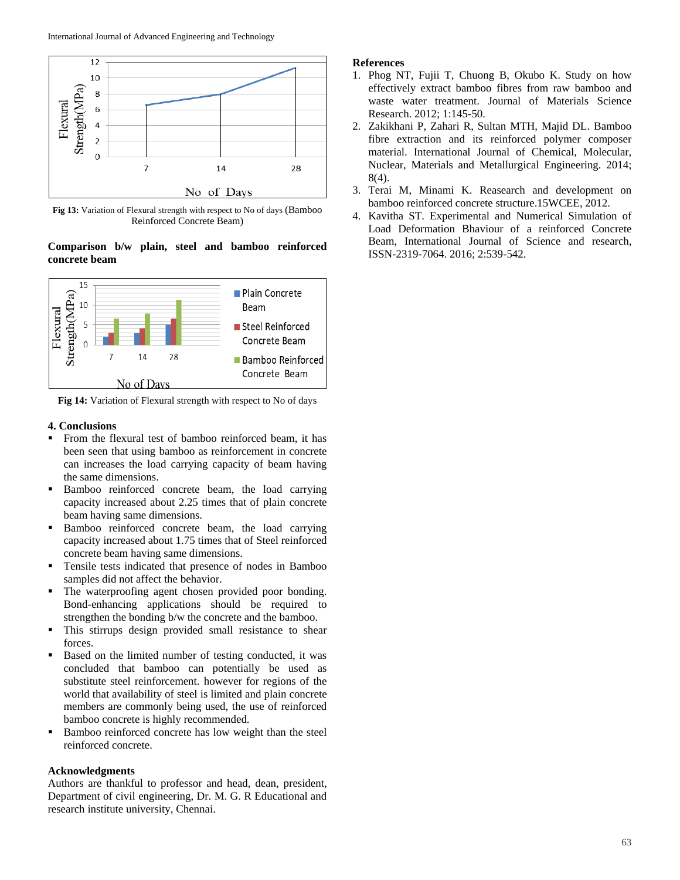12
10
8
6
4
2
0
7
14
28
Flexural Strength(MPa)
No of Days

**Fig 13:** Variation of Flexural strength with respect to No of days (Bamboo Reinforced Concrete Beam)

**Comparison b/w plain, steel and bamboo reinforced concrete beam**

15
10
5
0
7
14
28
Flexural Strength(MPa)
No of Days
Plain Concrete Beam
Steel Reinforced Concrete Beam
Bamboo Reinforced Concrete Beam

**Fig 14:** Variation of Flexural strength with respect to No of days

## 4. Conclusions

- From the flexural test of bamboo reinforced beam, it has been seen that using bamboo as reinforcement in concrete can increases the load carrying capacity of beam having the same dimensions.
- Bamboo reinforced concrete beam, the load carrying capacity increased about 2.25 times that of plain concrete beam having same dimensions.
- Bamboo reinforced concrete beam, the load carrying capacity increased about 1.75 times that of Steel reinforced concrete beam having same dimensions.
- Tensile tests indicated that presence of nodes in Bamboo samples did not affect the behavior.
- The waterproofing agent chosen provided poor bonding. Bond-enhancing applications should be required to strengthen the bonding b/w the concrete and the bamboo.
- This stirrups design provided small resistance to shear forces.
- Based on the limited number of testing conducted, it was concluded that bamboo can potentially be used as substitute steel reinforcement. however for regions of the world that availability of steel is limited and plain concrete members are commonly being used, the use of reinforced bamboo concrete is highly recommended.
- Bamboo reinforced concrete has low weight than the steel reinforced concrete.

### Acknowledgments

Authors are thankful to professor and head, dean, president, Department of civil engineering, Dr. M. G. R Educational and research institute university, Chennai.

### References

1. Phog NT, Fujii T, Chuong B, Okubo K. Study on how effectively extract bamboo fibres from raw bamboo and waste water treatment. Journal of Materials Science Research. 2012; 1:145-50.
2. Zakikhani P, Zahari R, Sultan MTH, Majid DL. Bamboo fibre extraction and its reinforced polymer composer material. International Journal of Chemical, Molecular, Nuclear, Materials and Metallurgical Engineering. 2014; 8(4).
3. Terai M, Minami K. Reasearch and development on bamboo reinforced concrete structure.15WCEE, 2012.
4. Kavitha ST. Experimental and Numerical Simulation of Load Deformation Bhaviour of a reinforced Concrete Beam, International Journal of Science and research, ISSN-2319-7064. 2016; 2:539-542.